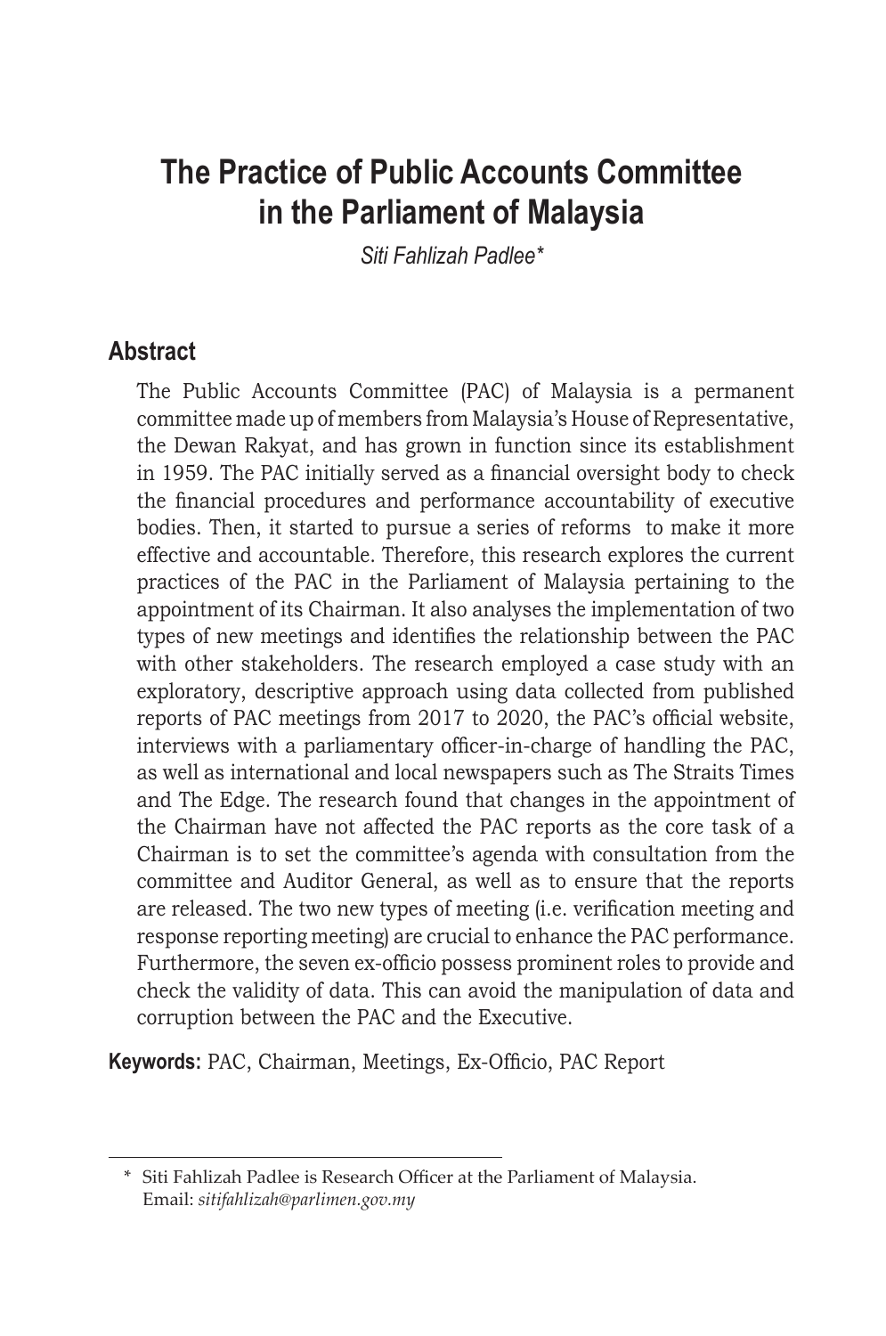# The Practice of Public Accounts Committee in the Parliament of Malaysia

*Siti Fahlizah Padlee**

## Abstract

The Public Accounts Committee (PAC) of Malaysia is a permanent committee made up of members from Malaysia's House of Representative, the Dewan Rakyat, and has grown in function since its establishment in 1959. The PAC initially served as a financial oversight body to check the financial procedures and performance accountability of executive bodies. Then, it started to pursue a series of reforms to make it more effective and accountable. Therefore, this research explores the current practices of the PAC in the Parliament of Malaysia pertaining to the appointment of its Chairman. It also analyses the implementation of two types of new meetings and identifies the relationship between the PAC with other stakeholders. The research employed a case study with an exploratory, descriptive approach using data collected from published reports of PAC meetings from 2017 to 2020, the PAC's official website, interviews with a parliamentary officer-in-charge of handling the PAC, as well as international and local newspapers such as The Straits Times and The Edge. The research found that changes in the appointment of the Chairman have not affected the PAC reports as the core task of a Chairman is to set the committee's agenda with consultation from the committee and Auditor General, as well as to ensure that the reports are released. The two new types of meeting (i.e. verification meeting and response reporting meeting) are crucial to enhance the PAC performance. Furthermore, the seven ex-officio possess prominent roles to provide and check the validity of data. This can avoid the manipulation of data and corruption between the PAC and the Executive.

**Keywords:** PAC, Chairman, Meetings, Ex-Officio, PAC Report

---

\* Siti Fahlizah Padlee is Research Officer at the Parliament of Malaysia. Email: *sitifahlizah@parlimen.gov.my*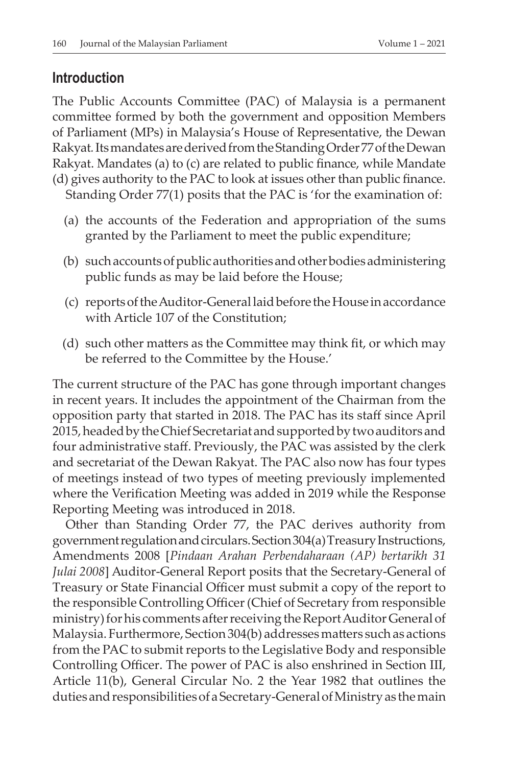## Introduction

The Public Accounts Committee (PAC) of Malaysia is a permanent committee formed by both the government and opposition Members of Parliament (MPs) in Malaysia's House of Representative, the Dewan Rakyat. Its mandates are derived from the Standing Order 77 of the Dewan Rakyat. Mandates (a) to (c) are related to public finance, while Mandate (d) gives authority to the PAC to look at issues other than public finance.

Standing Order 77(1) posits that the PAC is 'for the examination of:

(a) the accounts of the Federation and appropriation of the sums granted by the Parliament to meet the public expenditure;

(b) such accounts of public authorities and other bodies administering public funds as may be laid before the House;

(c) reports of the Auditor-General laid before the House in accordance with Article 107 of the Constitution;

(d) such other matters as the Committee may think fit, or which may be referred to the Committee by the House.'

The current structure of the PAC has gone through important changes in recent years. It includes the appointment of the Chairman from the opposition party that started in 2018. The PAC has its staff since April 2015, headed by the Chief Secretariat and supported by two auditors and four administrative staff. Previously, the PAC was assisted by the clerk and secretariat of the Dewan Rakyat. The PAC also now has four types of meetings instead of two types of meeting previously implemented where the Verification Meeting was added in 2019 while the Response Reporting Meeting was introduced in 2018.

Other than Standing Order 77, the PAC derives authority from government regulation and circulars. Section 304(a) Treasury Instructions, Amendments 2008 [*Pindaan Arahan Perbendaharaan (AP) bertarikh 31 Julai 2008*] Auditor-General Report posits that the Secretary-General of Treasury or State Financial Officer must submit a copy of the report to the responsible Controlling Officer (Chief of Secretary from responsible ministry) for his comments after receiving the Report Auditor General of Malaysia. Furthermore, Section 304(b) addresses matters such as actions from the PAC to submit reports to the Legislative Body and responsible Controlling Officer. The power of PAC is also enshrined in Section III, Article 11(b), General Circular No. 2 the Year 1982 that outlines the duties and responsibilities of a Secretary-General of Ministry as the main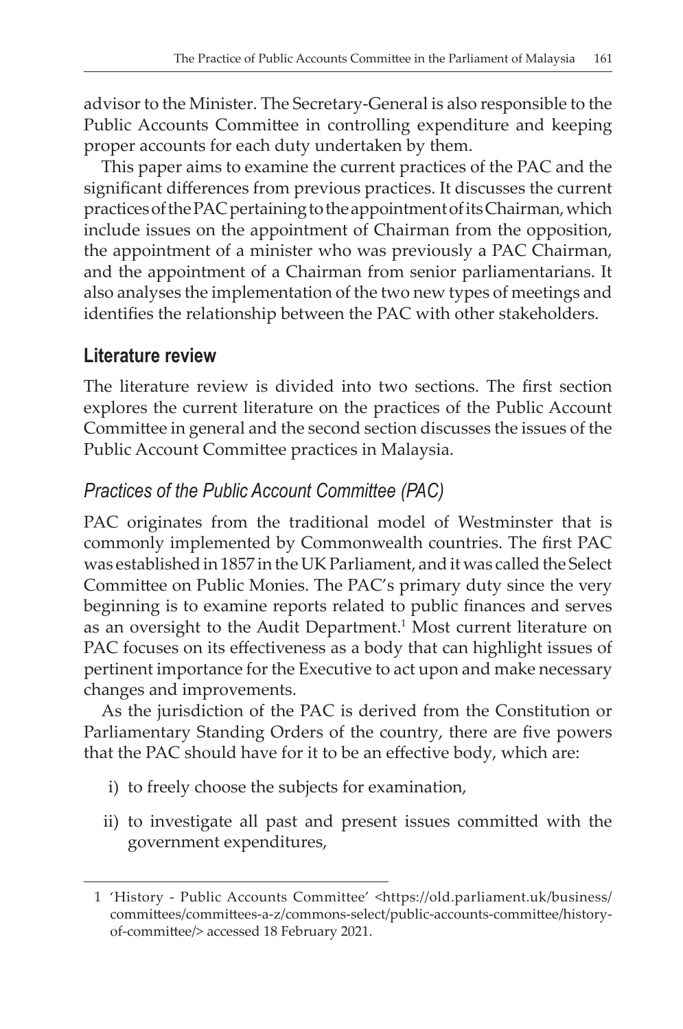advisor to the Minister. The Secretary-General is also responsible to the Public Accounts Committee in controlling expenditure and keeping proper accounts for each duty undertaken by them.

This paper aims to examine the current practices of the PAC and the significant differences from previous practices. It discusses the current practices of the PAC pertaining to the appointment of its Chairman, which include issues on the appointment of Chairman from the opposition, the appointment of a minister who was previously a PAC Chairman, and the appointment of a Chairman from senior parliamentarians. It also analyses the implementation of the two new types of meetings and identifies the relationship between the PAC with other stakeholders.

## Literature review

The literature review is divided into two sections. The first section explores the current literature on the practices of the Public Account Committee in general and the second section discusses the issues of the Public Account Committee practices in Malaysia.

### *Practices of the Public Account Committee (PAC)*

PAC originates from the traditional model of Westminster that is commonly implemented by Commonwealth countries. The first PAC was established in 1857 in the UK Parliament, and it was called the Select Committee on Public Monies. The PAC's primary duty since the very beginning is to examine reports related to public finances and serves as an oversight to the Audit Department.[1] Most current literature on PAC focuses on its effectiveness as a body that can highlight issues of pertinent importance for the Executive to act upon and make necessary changes and improvements.

As the jurisdiction of the PAC is derived from the Constitution or Parliamentary Standing Orders of the country, there are five powers that the PAC should have for it to be an effective body, which are:

i) to freely choose the subjects for examination,

ii) to investigate all past and present issues committed with the government expenditures,

---

1 'History - Public Accounts Committee' <https://old.parliament.uk/business/committees/committees-a-z/commons-select/public-accounts-committee/history-of-committee/> accessed 18 February 2021.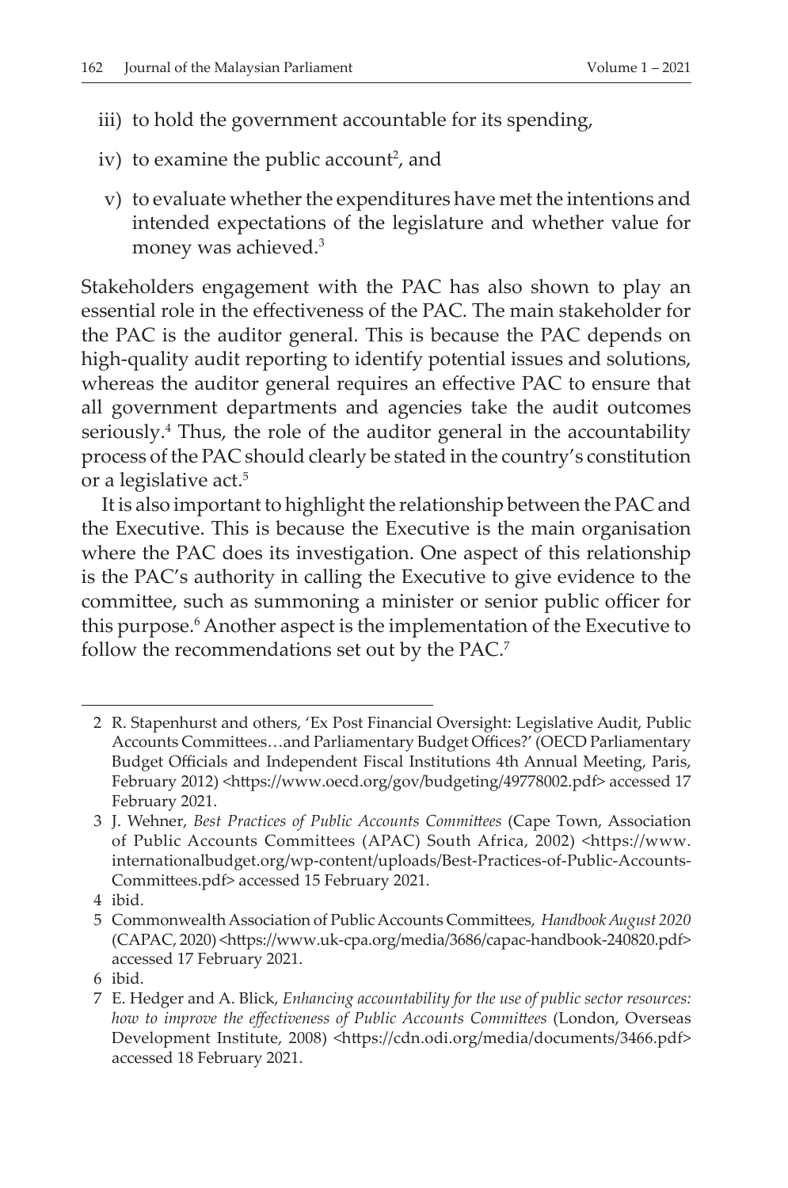iii) to hold the government accountable for its spending,

iv) to examine the public account[2], and

v) to evaluate whether the expenditures have met the intentions and intended expectations of the legislature and whether value for money was achieved.[3]

Stakeholders engagement with the PAC has also shown to play an essential role in the effectiveness of the PAC. The main stakeholder for the PAC is the auditor general. This is because the PAC depends on high-quality audit reporting to identify potential issues and solutions, whereas the auditor general requires an effective PAC to ensure that all government departments and agencies take the audit outcomes seriously.[4] Thus, the role of the auditor general in the accountability process of the PAC should clearly be stated in the country's constitution or a legislative act.[5]

It is also important to highlight the relationship between the PAC and the Executive. This is because the Executive is the main organisation where the PAC does its investigation. One aspect of this relationship is the PAC's authority in calling the Executive to give evidence to the committee, such as summoning a minister or senior public officer for this purpose.[6] Another aspect is the implementation of the Executive to follow the recommendations set out by the PAC.[7]

---

2 R. Stapenhurst and others, 'Ex Post Financial Oversight: Legislative Audit, Public Accounts Committees…and Parliamentary Budget Offices?' (OECD Parliamentary Budget Officials and Independent Fiscal Institutions 4th Annual Meeting, Paris, February 2012) <https://www.oecd.org/gov/budgeting/49778002.pdf> accessed 17 February 2021.

3 J. Wehner, *Best Practices of Public Accounts Committees* (Cape Town, Association of Public Accounts Committees (APAC) South Africa, 2002) <https://www.internationalbudget.org/wp-content/uploads/Best-Practices-of-Public-Accounts-Committees.pdf> accessed 15 February 2021.

4 ibid.

5 Commonwealth Association of Public Accounts Committees, *Handbook August 2020* (CAPAC, 2020) <https://www.uk-cpa.org/media/3686/capac-handbook-240820.pdf> accessed 17 February 2021.

6 ibid.

7 E. Hedger and A. Blick, *Enhancing accountability for the use of public sector resources: how to improve the effectiveness of Public Accounts Committees* (London, Overseas Development Institute, 2008) <https://cdn.odi.org/media/documents/3466.pdf> accessed 18 February 2021.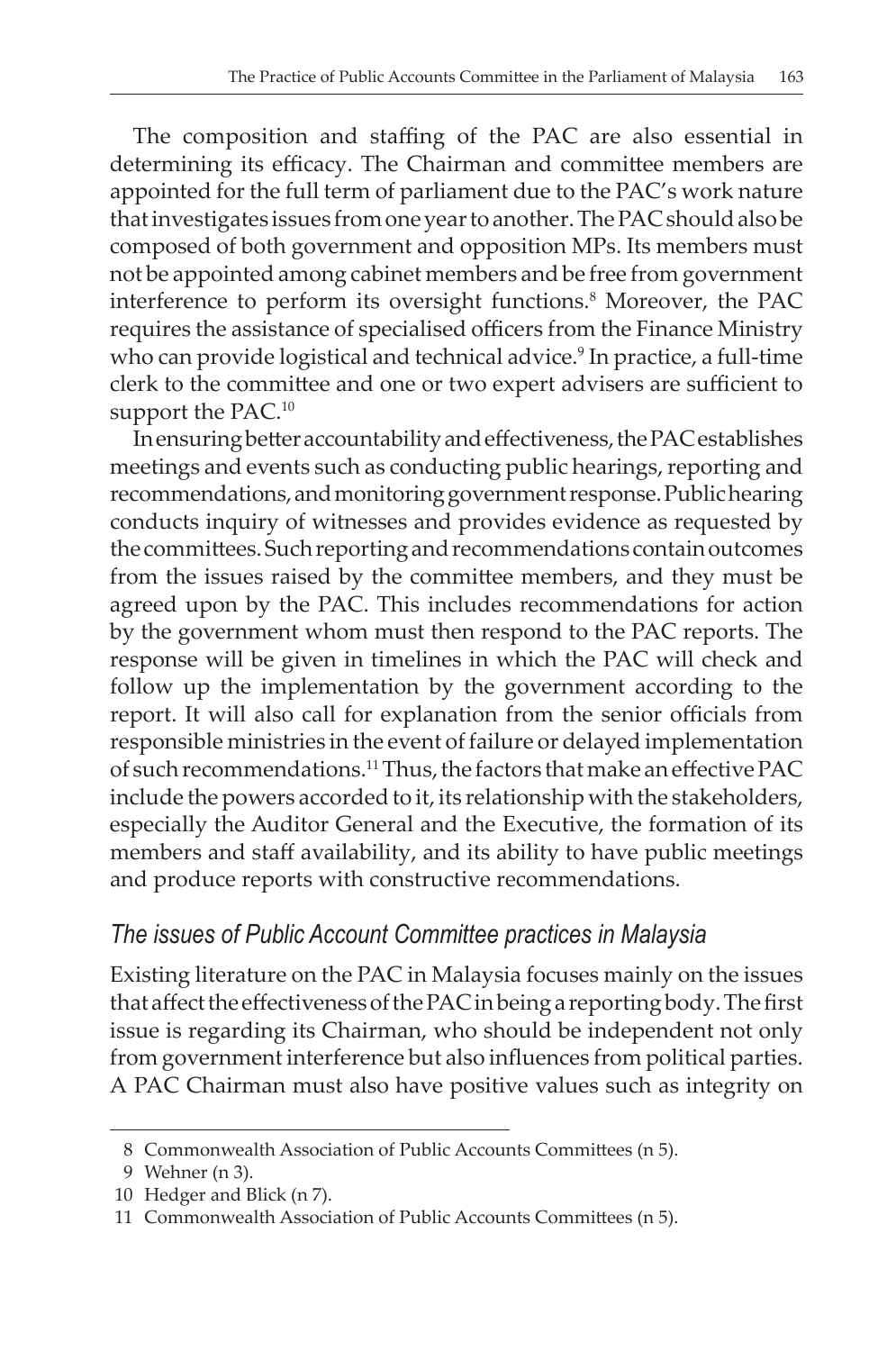The composition and staffing of the PAC are also essential in determining its efficacy. The Chairman and committee members are appointed for the full term of parliament due to the PAC's work nature that investigates issues from one year to another. The PAC should also be composed of both government and opposition MPs. Its members must not be appointed among cabinet members and be free from government interference to perform its oversight functions.[8] Moreover, the PAC requires the assistance of specialised officers from the Finance Ministry who can provide logistical and technical advice.[9] In practice, a full-time clerk to the committee and one or two expert advisers are sufficient to support the PAC.[10]

In ensuring better accountability and effectiveness, the PAC establishes meetings and events such as conducting public hearings, reporting and recommendations, and monitoring government response. Public hearing conducts inquiry of witnesses and provides evidence as requested by the committees. Such reporting and recommendations contain outcomes from the issues raised by the committee members, and they must be agreed upon by the PAC. This includes recommendations for action by the government whom must then respond to the PAC reports. The response will be given in timelines in which the PAC will check and follow up the implementation by the government according to the report. It will also call for explanation from the senior officials from responsible ministries in the event of failure or delayed implementation of such recommendations.[11] Thus, the factors that make an effective PAC include the powers accorded to it, its relationship with the stakeholders, especially the Auditor General and the Executive, the formation of its members and staff availability, and its ability to have public meetings and produce reports with constructive recommendations.

### *The issues of Public Account Committee practices in Malaysia*

Existing literature on the PAC in Malaysia focuses mainly on the issues that affect the effectiveness of the PAC in being a reporting body. The first issue is regarding its Chairman, who should be independent not only from government interference but also influences from political parties. A PAC Chairman must also have positive values such as integrity on

8 Commonwealth Association of Public Accounts Committees (n 5).

9 Wehner (n 3).

10 Hedger and Blick (n 7).

11 Commonwealth Association of Public Accounts Committees (n 5).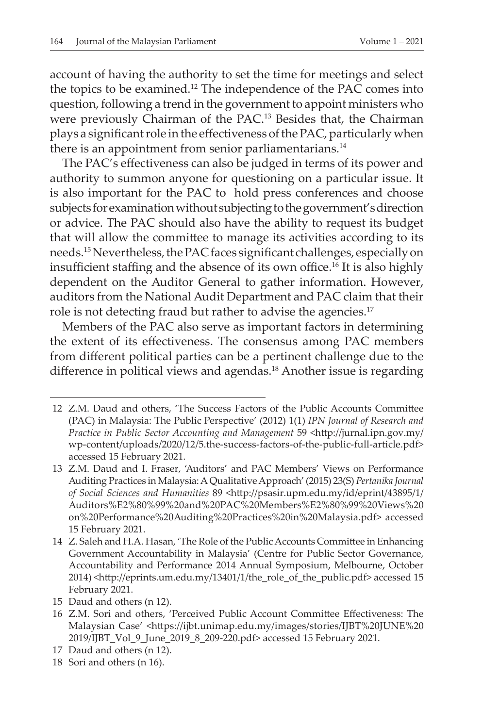account of having the authority to set the time for meetings and select the topics to be examined.[12] The independence of the PAC comes into question, following a trend in the government to appoint ministers who were previously Chairman of the PAC.[13] Besides that, the Chairman plays a significant role in the effectiveness of the PAC, particularly when there is an appointment from senior parliamentarians.[14]

The PAC's effectiveness can also be judged in terms of its power and authority to summon anyone for questioning on a particular issue. It is also important for the PAC to hold press conferences and choose subjects for examination without subjecting to the government's direction or advice. The PAC should also have the ability to request its budget that will allow the committee to manage its activities according to its needs.[15] Nevertheless, the PAC faces significant challenges, especially on insufficient staffing and the absence of its own office.[16] It is also highly dependent on the Auditor General to gather information. However, auditors from the National Audit Department and PAC claim that their role is not detecting fraud but rather to advise the agencies.[17]

Members of the PAC also serve as important factors in determining the extent of its effectiveness. The consensus among PAC members from different political parties can be a pertinent challenge due to the difference in political views and agendas.[18] Another issue is regarding

---

12 Z.M. Daud and others, 'The Success Factors of the Public Accounts Committee (PAC) in Malaysia: The Public Perspective' (2012) 1(1) *IPN Journal of Research and Practice in Public Sector Accounting and Management* 59 <http://jurnal.ipn.gov.my/wp-content/uploads/2020/12/5.the-success-factors-of-the-public-full-article.pdf> accessed 15 February 2021.

13 Z.M. Daud and I. Fraser, 'Auditors' and PAC Members' Views on Performance Auditing Practices in Malaysia: A Qualitative Approach' (2015) 23(S) *Pertanika Journal of Social Sciences and Humanities* 89 <http://psasir.upm.edu.my/id/eprint/43895/1/Auditors%E2%80%99%20and%20PAC%20Members%E2%80%99%20Views%20on%20Performance%20Auditing%20Practices%20in%20Malaysia.pdf> accessed 15 February 2021.

14 Z. Saleh and H.A. Hasan, 'The Role of the Public Accounts Committee in Enhancing Government Accountability in Malaysia' (Centre for Public Sector Governance, Accountability and Performance 2014 Annual Symposium, Melbourne, October 2014) <http://eprints.um.edu.my/13401/1/the_role_of_the_public.pdf> accessed 15 February 2021.

15 Daud and others (n 12).

16 Z.M. Sori and others, 'Perceived Public Account Committee Effectiveness: The Malaysian Case' <https://ijbt.unimap.edu.my/images/stories/IJBT%20JUNE%202019/IJBT_Vol_9_June_2019_8_209-220.pdf> accessed 15 February 2021.

17 Daud and others (n 12).

18 Sori and others (n 16).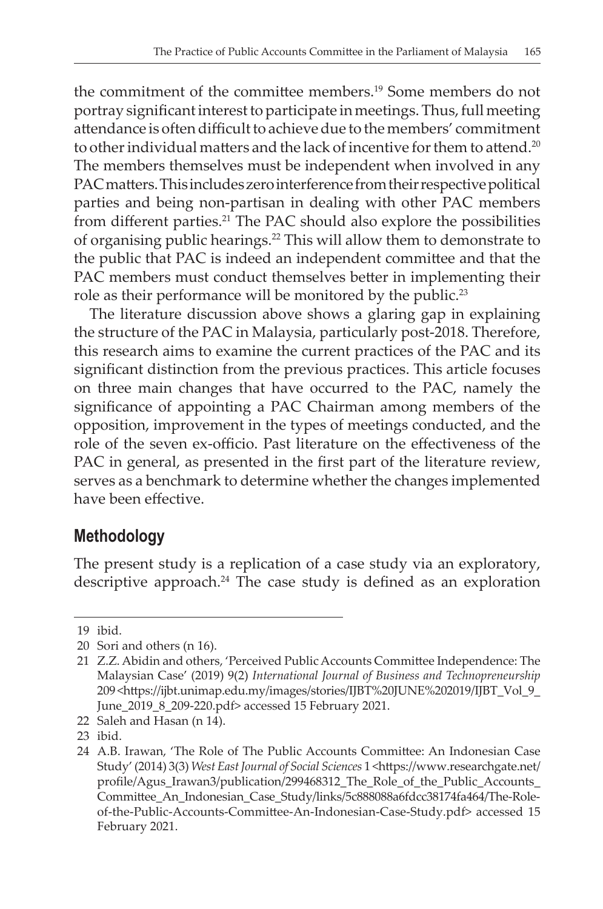the commitment of the committee members.[19] Some members do not portray significant interest to participate in meetings. Thus, full meeting attendance is often difficult to achieve due to the members' commitment to other individual matters and the lack of incentive for them to attend.[20] The members themselves must be independent when involved in any PAC matters. This includes zero interference from their respective political parties and being non-partisan in dealing with other PAC members from different parties.[21] The PAC should also explore the possibilities of organising public hearings.[22] This will allow them to demonstrate to the public that PAC is indeed an independent committee and that the PAC members must conduct themselves better in implementing their role as their performance will be monitored by the public.[23]

The literature discussion above shows a glaring gap in explaining the structure of the PAC in Malaysia, particularly post-2018. Therefore, this research aims to examine the current practices of the PAC and its significant distinction from the previous practices. This article focuses on three main changes that have occurred to the PAC, namely the significance of appointing a PAC Chairman among members of the opposition, improvement in the types of meetings conducted, and the role of the seven ex-officio. Past literature on the effectiveness of the PAC in general, as presented in the first part of the literature review, serves as a benchmark to determine whether the changes implemented have been effective.

## Methodology

The present study is a replication of a case study via an exploratory, descriptive approach.[24] The case study is defined as an exploration

---

19 ibid.

20 Sori and others (n 16).

21 Z.Z. Abidin and others, 'Perceived Public Accounts Committee Independence: The Malaysian Case' (2019) 9(2) *International Journal of Business and Technopreneurship* 209 <https://ijbt.unimap.edu.my/images/stories/IJBT%20JUNE%202019/IJBT_Vol_9_June_2019_8_209-220.pdf> accessed 15 February 2021.

22 Saleh and Hasan (n 14).

23 ibid.

24 A.B. Irawan, 'The Role of The Public Accounts Committee: An Indonesian Case Study' (2014) 3(3) *West East Journal of Social Sciences* 1 <https://www.researchgate.net/profile/Agus_Irawan3/publication/299468312_The_Role_of_the_Public_Accounts_Committee_An_Indonesian_Case_Study/links/5c888088a6fdcc38174fa464/The-Role-of-the-Public-Accounts-Committee-An-Indonesian-Case-Study.pdf> accessed 15 February 2021.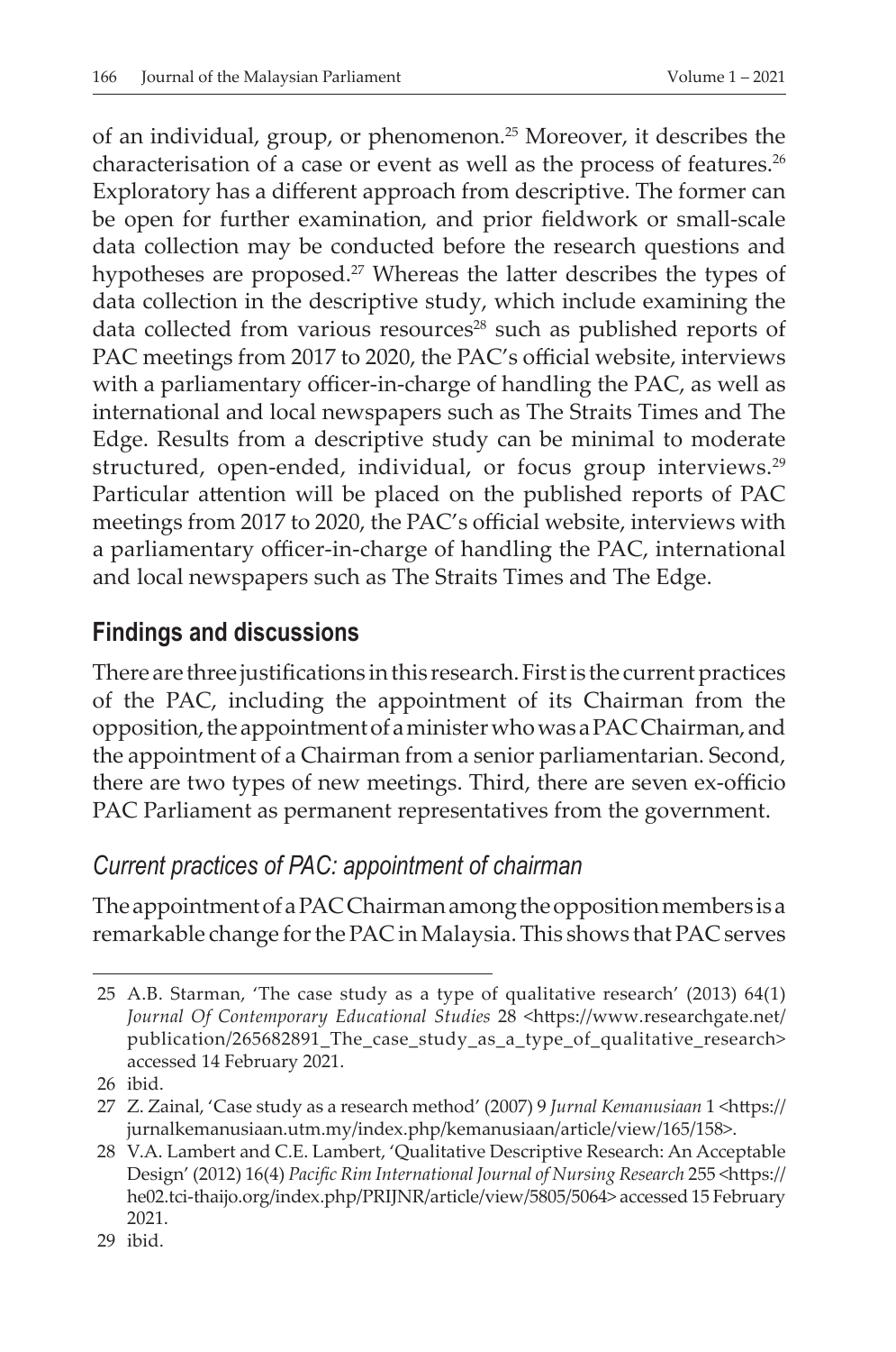of an individual, group, or phenomenon.[25] Moreover, it describes the characterisation of a case or event as well as the process of features.[26] Exploratory has a different approach from descriptive. The former can be open for further examination, and prior fieldwork or small-scale data collection may be conducted before the research questions and hypotheses are proposed.[27] Whereas the latter describes the types of data collection in the descriptive study, which include examining the data collected from various resources[28] such as published reports of PAC meetings from 2017 to 2020, the PAC's official website, interviews with a parliamentary officer-in-charge of handling the PAC, as well as international and local newspapers such as The Straits Times and The Edge. Results from a descriptive study can be minimal to moderate structured, open-ended, individual, or focus group interviews.[29] Particular attention will be placed on the published reports of PAC meetings from 2017 to 2020, the PAC's official website, interviews with a parliamentary officer-in-charge of handling the PAC, international and local newspapers such as The Straits Times and The Edge.

## Findings and discussions

There are three justifications in this research. First is the current practices of the PAC, including the appointment of its Chairman from the opposition, the appointment of a minister who was a PAC Chairman, and the appointment of a Chairman from a senior parliamentarian. Second, there are two types of new meetings. Third, there are seven ex-officio PAC Parliament as permanent representatives from the government.

### *Current practices of PAC: appointment of chairman*

The appointment of a PAC Chairman among the opposition members is a remarkable change for the PAC in Malaysia. This shows that PAC serves

---

25 A.B. Starman, 'The case study as a type of qualitative research' (2013) 64(1) *Journal Of Contemporary Educational Studies* 28 <https://www.researchgate.net/publication/265682891_The_case_study_as_a_type_of_qualitative_research> accessed 14 February 2021.

26 ibid.

27 Z. Zainal, 'Case study as a research method' (2007) 9 *Jurnal Kemanusiaan* 1 <https://jurnalkemanusiaan.utm.my/index.php/kemanusiaan/article/view/165/158>.

28 V.A. Lambert and C.E. Lambert, 'Qualitative Descriptive Research: An Acceptable Design' (2012) 16(4) *Pacific Rim International Journal of Nursing Research* 255 <https://he02.tci-thaijo.org/index.php/PRIJNR/article/view/5805/5064> accessed 15 February 2021.

29 ibid.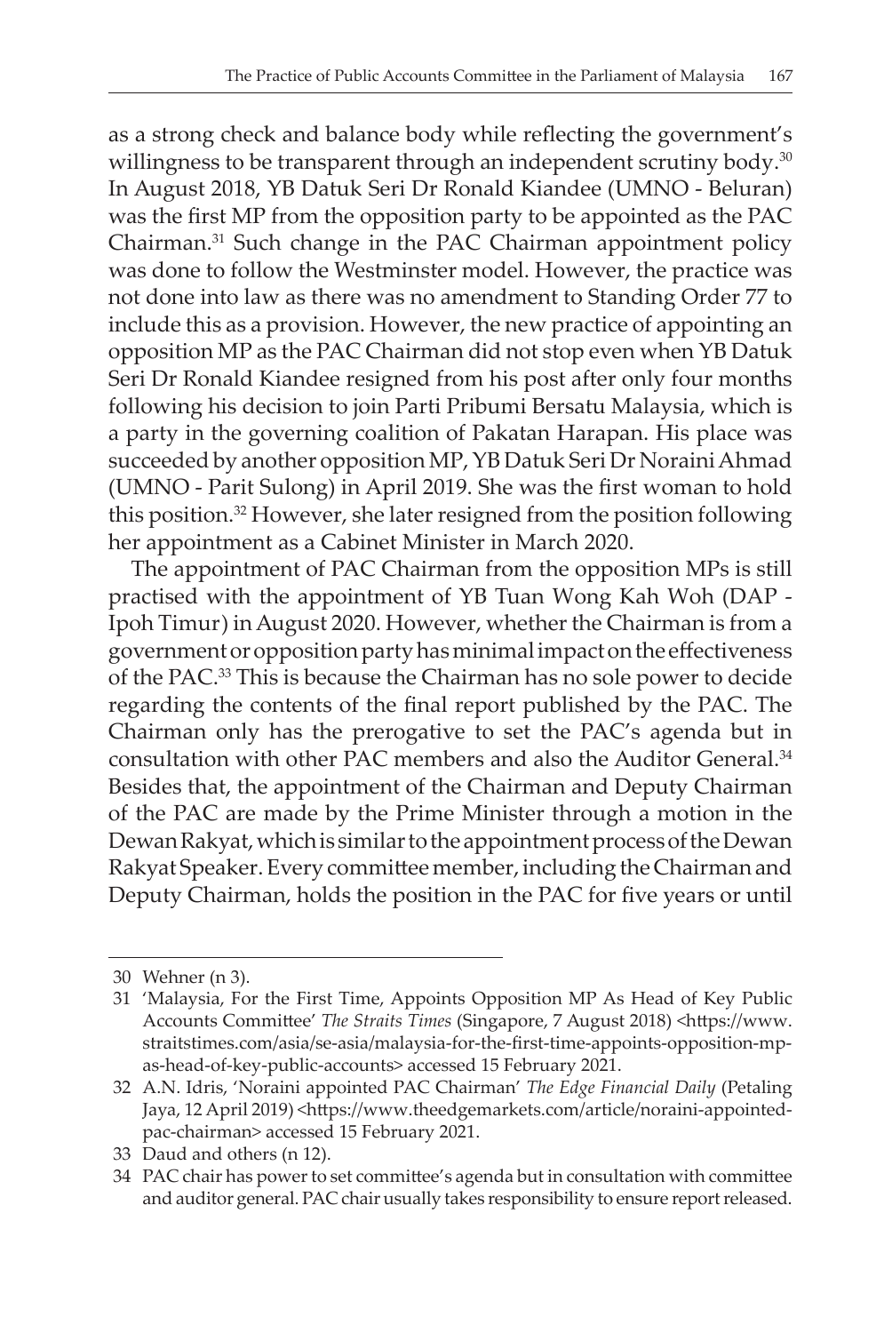as a strong check and balance body while reflecting the government's willingness to be transparent through an independent scrutiny body.[30] In August 2018, YB Datuk Seri Dr Ronald Kiandee (UMNO - Beluran) was the first MP from the opposition party to be appointed as the PAC Chairman.[31] Such change in the PAC Chairman appointment policy was done to follow the Westminster model. However, the practice was not done into law as there was no amendment to Standing Order 77 to include this as a provision. However, the new practice of appointing an opposition MP as the PAC Chairman did not stop even when YB Datuk Seri Dr Ronald Kiandee resigned from his post after only four months following his decision to join Parti Pribumi Bersatu Malaysia, which is a party in the governing coalition of Pakatan Harapan. His place was succeeded by another opposition MP, YB Datuk Seri Dr Noraini Ahmad (UMNO - Parit Sulong) in April 2019. She was the first woman to hold this position.[32] However, she later resigned from the position following her appointment as a Cabinet Minister in March 2020.

The appointment of PAC Chairman from the opposition MPs is still practised with the appointment of YB Tuan Wong Kah Woh (DAP - Ipoh Timur) in August 2020. However, whether the Chairman is from a government or opposition party has minimal impact on the effectiveness of the PAC.[33] This is because the Chairman has no sole power to decide regarding the contents of the final report published by the PAC. The Chairman only has the prerogative to set the PAC's agenda but in consultation with other PAC members and also the Auditor General.[34] Besides that, the appointment of the Chairman and Deputy Chairman of the PAC are made by the Prime Minister through a motion in the Dewan Rakyat, which is similar to the appointment process of the Dewan Rakyat Speaker. Every committee member, including the Chairman and Deputy Chairman, holds the position in the PAC for five years or until

---

30 Wehner (n 3).

31 'Malaysia, For the First Time, Appoints Opposition MP As Head of Key Public Accounts Committee' *The Straits Times* (Singapore, 7 August 2018) <https://www.straitstimes.com/asia/se-asia/malaysia-for-the-first-time-appoints-opposition-mp-as-head-of-key-public-accounts> accessed 15 February 2021.

32 A.N. Idris, 'Noraini appointed PAC Chairman' *The Edge Financial Daily* (Petaling Jaya, 12 April 2019) <https://www.theedgemarkets.com/article/noraini-appointed-pac-chairman> accessed 15 February 2021.

33 Daud and others (n 12).

34 PAC chair has power to set committee's agenda but in consultation with committee and auditor general. PAC chair usually takes responsibility to ensure report released.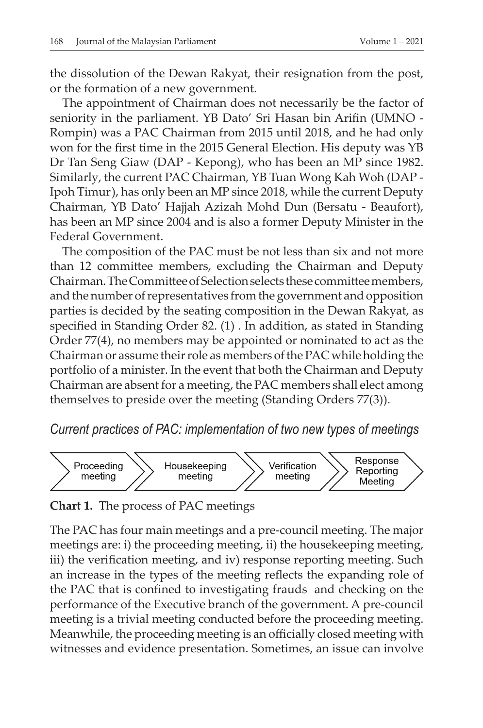the dissolution of the Dewan Rakyat, their resignation from the post, or the formation of a new government.

The appointment of Chairman does not necessarily be the factor of seniority in the parliament. YB Dato' Sri Hasan bin Arifin (UMNO - Rompin) was a PAC Chairman from 2015 until 2018, and he had only won for the first time in the 2015 General Election. His deputy was YB Dr Tan Seng Giaw (DAP - Kepong), who has been an MP since 1982. Similarly, the current PAC Chairman, YB Tuan Wong Kah Woh (DAP - Ipoh Timur), has only been an MP since 2018, while the current Deputy Chairman, YB Dato' Hajjah Azizah Mohd Dun (Bersatu - Beaufort), has been an MP since 2004 and is also a former Deputy Minister in the Federal Government.

The composition of the PAC must be not less than six and not more than 12 committee members, excluding the Chairman and Deputy Chairman. The Committee of Selection selects these committee members, and the number of representatives from the government and opposition parties is decided by the seating composition in the Dewan Rakyat, as specified in Standing Order 82. (1) . In addition, as stated in Standing Order 77(4), no members may be appointed or nominated to act as the Chairman or assume their role as members of the PAC while holding the portfolio of a minister. In the event that both the Chairman and Deputy Chairman are absent for a meeting, the PAC members shall elect among themselves to preside over the meeting (Standing Orders 77(3)).

## *Current practices of PAC: implementation of two new types of meetings*

Proceeding meeting → Housekeeping meeting → Verification meeting → Response Reporting Meeting

**Chart 1.** The process of PAC meetings

The PAC has four main meetings and a pre-council meeting. The major meetings are: i) the proceeding meeting, ii) the housekeeping meeting, iii) the verification meeting, and iv) response reporting meeting. Such an increase in the types of the meeting reflects the expanding role of the PAC that is confined to investigating frauds and checking on the performance of the Executive branch of the government. A pre-council meeting is a trivial meeting conducted before the proceeding meeting. Meanwhile, the proceeding meeting is an officially closed meeting with witnesses and evidence presentation. Sometimes, an issue can involve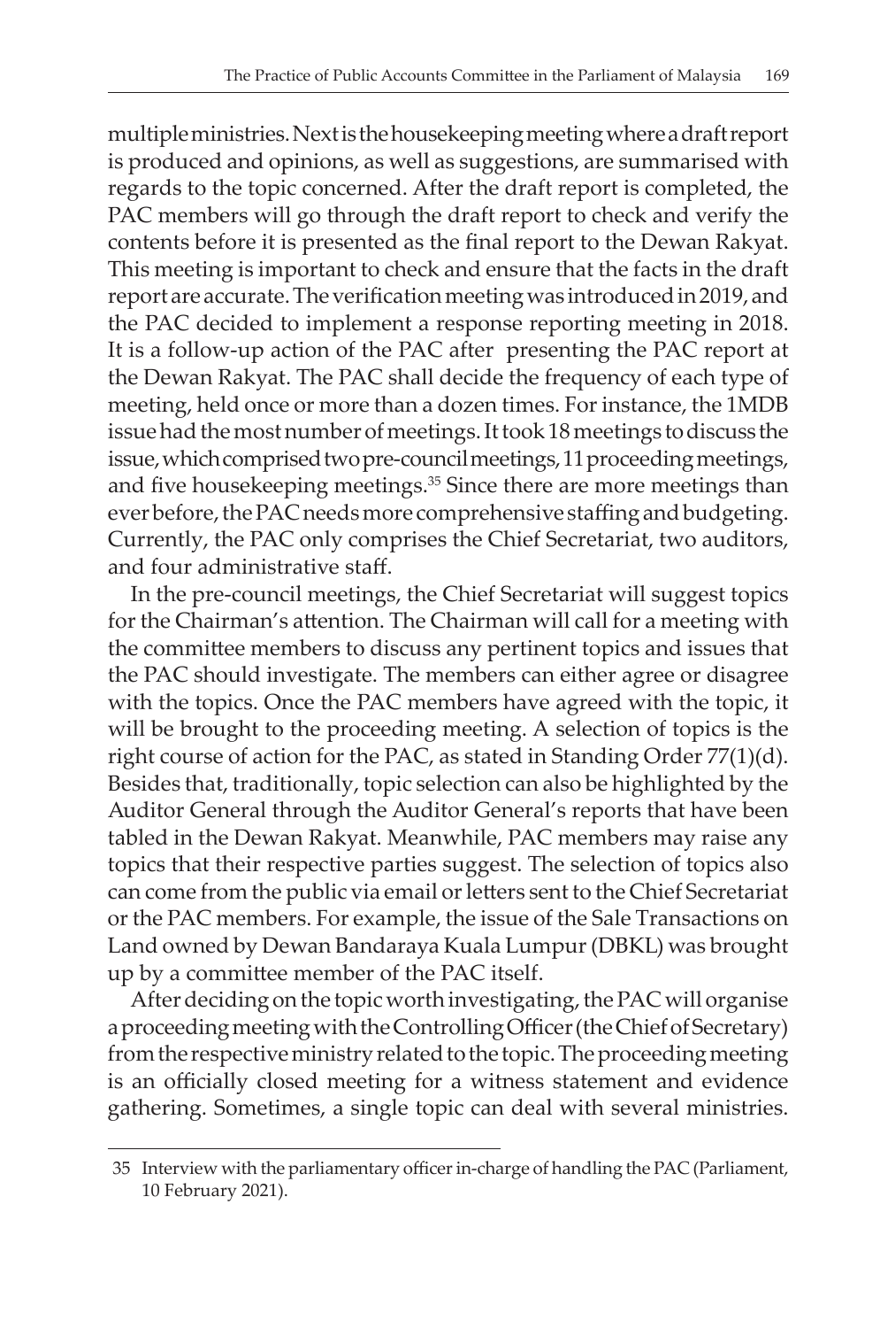multiple ministries. Next is the housekeeping meeting where a draft report is produced and opinions, as well as suggestions, are summarised with regards to the topic concerned. After the draft report is completed, the PAC members will go through the draft report to check and verify the contents before it is presented as the final report to the Dewan Rakyat. This meeting is important to check and ensure that the facts in the draft report are accurate. The verification meeting was introduced in 2019, and the PAC decided to implement a response reporting meeting in 2018. It is a follow-up action of the PAC after presenting the PAC report at the Dewan Rakyat. The PAC shall decide the frequency of each type of meeting, held once or more than a dozen times. For instance, the 1MDB issue had the most number of meetings. It took 18 meetings to discuss the issue, which comprised two pre-council meetings, 11 proceeding meetings, and five housekeeping meetings.[35] Since there are more meetings than ever before, the PAC needs more comprehensive staffing and budgeting. Currently, the PAC only comprises the Chief Secretariat, two auditors, and four administrative staff.

In the pre-council meetings, the Chief Secretariat will suggest topics for the Chairman's attention. The Chairman will call for a meeting with the committee members to discuss any pertinent topics and issues that the PAC should investigate. The members can either agree or disagree with the topics. Once the PAC members have agreed with the topic, it will be brought to the proceeding meeting. A selection of topics is the right course of action for the PAC, as stated in Standing Order 77(1)(d). Besides that, traditionally, topic selection can also be highlighted by the Auditor General through the Auditor General's reports that have been tabled in the Dewan Rakyat. Meanwhile, PAC members may raise any topics that their respective parties suggest. The selection of topics also can come from the public via email or letters sent to the Chief Secretariat or the PAC members. For example, the issue of the Sale Transactions on Land owned by Dewan Bandaraya Kuala Lumpur (DBKL) was brought up by a committee member of the PAC itself.

After deciding on the topic worth investigating, the PAC will organise a proceeding meeting with the Controlling Officer (the Chief of Secretary) from the respective ministry related to the topic. The proceeding meeting is an officially closed meeting for a witness statement and evidence gathering. Sometimes, a single topic can deal with several ministries.

35 Interview with the parliamentary officer in-charge of handling the PAC (Parliament, 10 February 2021).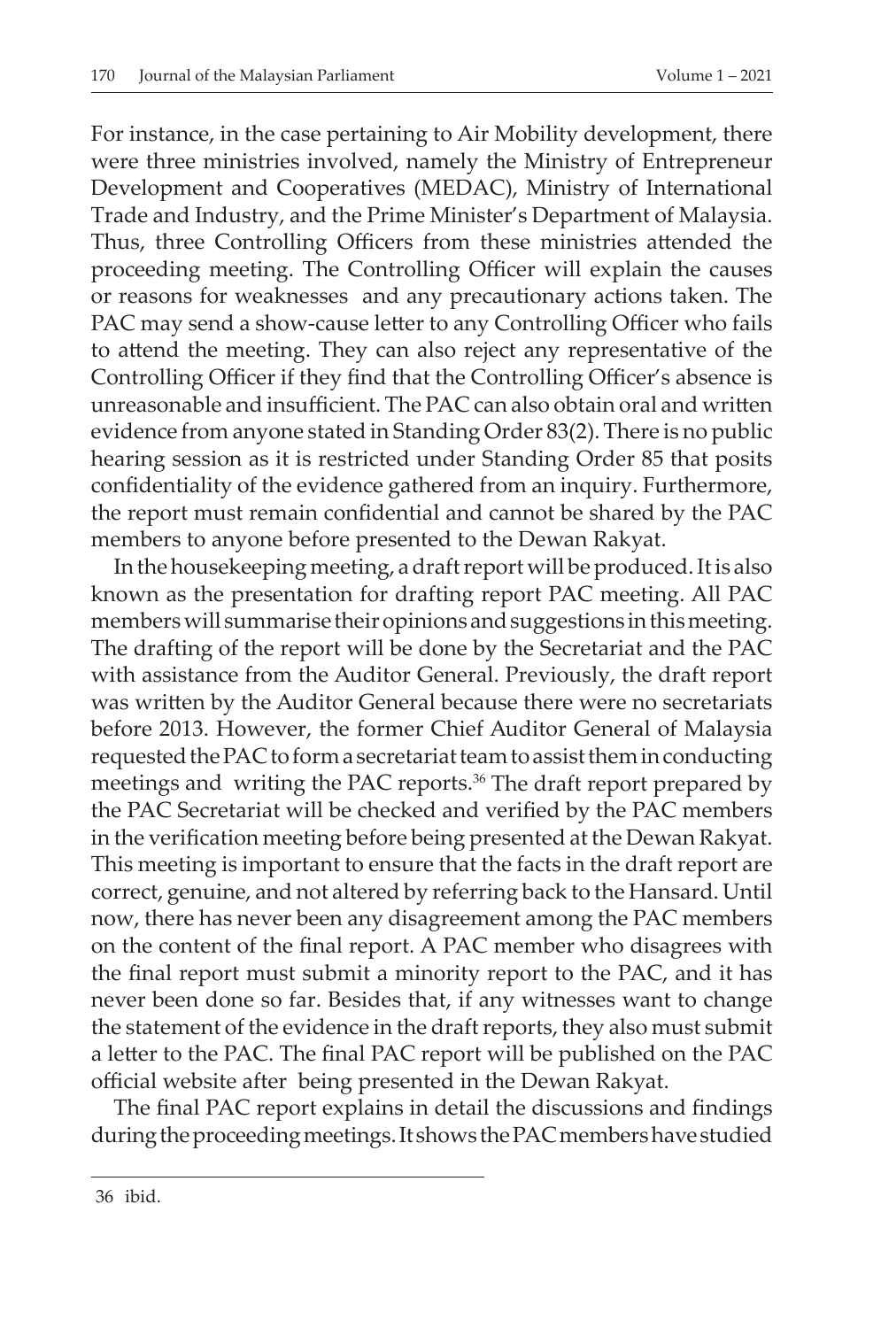For instance, in the case pertaining to Air Mobility development, there were three ministries involved, namely the Ministry of Entrepreneur Development and Cooperatives (MEDAC), Ministry of International Trade and Industry, and the Prime Minister's Department of Malaysia. Thus, three Controlling Officers from these ministries attended the proceeding meeting. The Controlling Officer will explain the causes or reasons for weaknesses and any precautionary actions taken. The PAC may send a show-cause letter to any Controlling Officer who fails to attend the meeting. They can also reject any representative of the Controlling Officer if they find that the Controlling Officer's absence is unreasonable and insufficient. The PAC can also obtain oral and written evidence from anyone stated in Standing Order 83(2). There is no public hearing session as it is restricted under Standing Order 85 that posits confidentiality of the evidence gathered from an inquiry. Furthermore, the report must remain confidential and cannot be shared by the PAC members to anyone before presented to the Dewan Rakyat.

In the housekeeping meeting, a draft report will be produced. It is also known as the presentation for drafting report PAC meeting. All PAC members will summarise their opinions and suggestions in this meeting. The drafting of the report will be done by the Secretariat and the PAC with assistance from the Auditor General. Previously, the draft report was written by the Auditor General because there were no secretariats before 2013. However, the former Chief Auditor General of Malaysia requested the PAC to form a secretariat team to assist them in conducting meetings and writing the PAC reports.[36] The draft report prepared by the PAC Secretariat will be checked and verified by the PAC members in the verification meeting before being presented at the Dewan Rakyat. This meeting is important to ensure that the facts in the draft report are correct, genuine, and not altered by referring back to the Hansard. Until now, there has never been any disagreement among the PAC members on the content of the final report. A PAC member who disagrees with the final report must submit a minority report to the PAC, and it has never been done so far. Besides that, if any witnesses want to change the statement of the evidence in the draft reports, they also must submit a letter to the PAC. The final PAC report will be published on the PAC official website after being presented in the Dewan Rakyat.

The final PAC report explains in detail the discussions and findings during the proceeding meetings. It shows the PAC members have studied

36 ibid.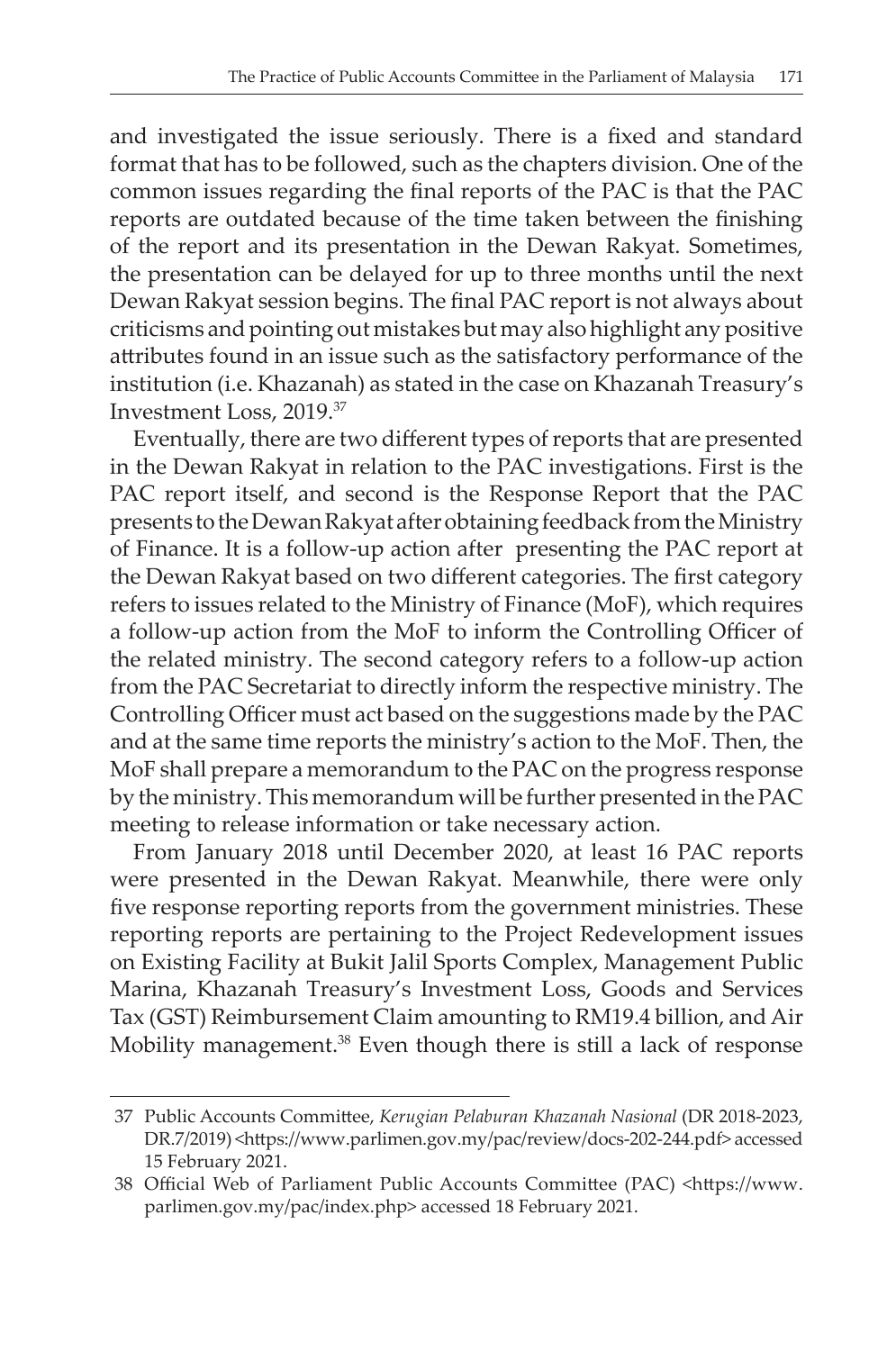and investigated the issue seriously. There is a fixed and standard format that has to be followed, such as the chapters division. One of the common issues regarding the final reports of the PAC is that the PAC reports are outdated because of the time taken between the finishing of the report and its presentation in the Dewan Rakyat. Sometimes, the presentation can be delayed for up to three months until the next Dewan Rakyat session begins. The final PAC report is not always about criticisms and pointing out mistakes but may also highlight any positive attributes found in an issue such as the satisfactory performance of the institution (i.e. Khazanah) as stated in the case on Khazanah Treasury's Investment Loss, 2019.[37]

Eventually, there are two different types of reports that are presented in the Dewan Rakyat in relation to the PAC investigations. First is the PAC report itself, and second is the Response Report that the PAC presents to the Dewan Rakyat after obtaining feedback from the Ministry of Finance. It is a follow-up action after presenting the PAC report at the Dewan Rakyat based on two different categories. The first category refers to issues related to the Ministry of Finance (MoF), which requires a follow-up action from the MoF to inform the Controlling Officer of the related ministry. The second category refers to a follow-up action from the PAC Secretariat to directly inform the respective ministry. The Controlling Officer must act based on the suggestions made by the PAC and at the same time reports the ministry's action to the MoF. Then, the MoF shall prepare a memorandum to the PAC on the progress response by the ministry. This memorandum will be further presented in the PAC meeting to release information or take necessary action.

From January 2018 until December 2020, at least 16 PAC reports were presented in the Dewan Rakyat. Meanwhile, there were only five response reporting reports from the government ministries. These reporting reports are pertaining to the Project Redevelopment issues on Existing Facility at Bukit Jalil Sports Complex, Management Public Marina, Khazanah Treasury's Investment Loss, Goods and Services Tax (GST) Reimbursement Claim amounting to RM19.4 billion, and Air Mobility management.[38] Even though there is still a lack of response

---

37 Public Accounts Committee, *Kerugian Pelaburan Khazanah Nasional* (DR 2018-2023, DR.7/2019) <https://www.parlimen.gov.my/pac/review/docs-202-244.pdf> accessed 15 February 2021.

38 Official Web of Parliament Public Accounts Committee (PAC) <https://www.parlimen.gov.my/pac/index.php> accessed 18 February 2021.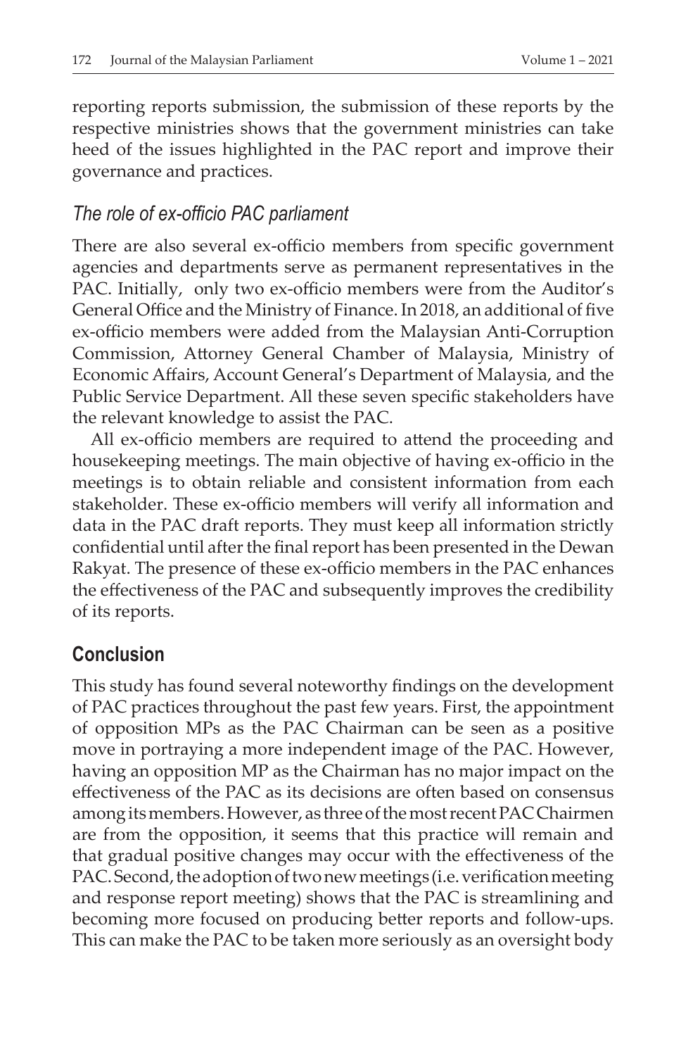reporting reports submission, the submission of these reports by the respective ministries shows that the government ministries can take heed of the issues highlighted in the PAC report and improve their governance and practices.

### *The role of ex-officio PAC parliament*

There are also several ex-officio members from specific government agencies and departments serve as permanent representatives in the PAC. Initially, only two ex-officio members were from the Auditor's General Office and the Ministry of Finance. In 2018, an additional of five ex-officio members were added from the Malaysian Anti-Corruption Commission, Attorney General Chamber of Malaysia, Ministry of Economic Affairs, Account General's Department of Malaysia, and the Public Service Department. All these seven specific stakeholders have the relevant knowledge to assist the PAC.

All ex-officio members are required to attend the proceeding and housekeeping meetings. The main objective of having ex-officio in the meetings is to obtain reliable and consistent information from each stakeholder. These ex-officio members will verify all information and data in the PAC draft reports. They must keep all information strictly confidential until after the final report has been presented in the Dewan Rakyat. The presence of these ex-officio members in the PAC enhances the effectiveness of the PAC and subsequently improves the credibility of its reports.

## Conclusion

This study has found several noteworthy findings on the development of PAC practices throughout the past few years. First, the appointment of opposition MPs as the PAC Chairman can be seen as a positive move in portraying a more independent image of the PAC. However, having an opposition MP as the Chairman has no major impact on the effectiveness of the PAC as its decisions are often based on consensus among its members. However, as three of the most recent PAC Chairmen are from the opposition, it seems that this practice will remain and that gradual positive changes may occur with the effectiveness of the PAC. Second, the adoption of two new meetings (i.e. verification meeting and response report meeting) shows that the PAC is streamlining and becoming more focused on producing better reports and follow-ups. This can make the PAC to be taken more seriously as an oversight body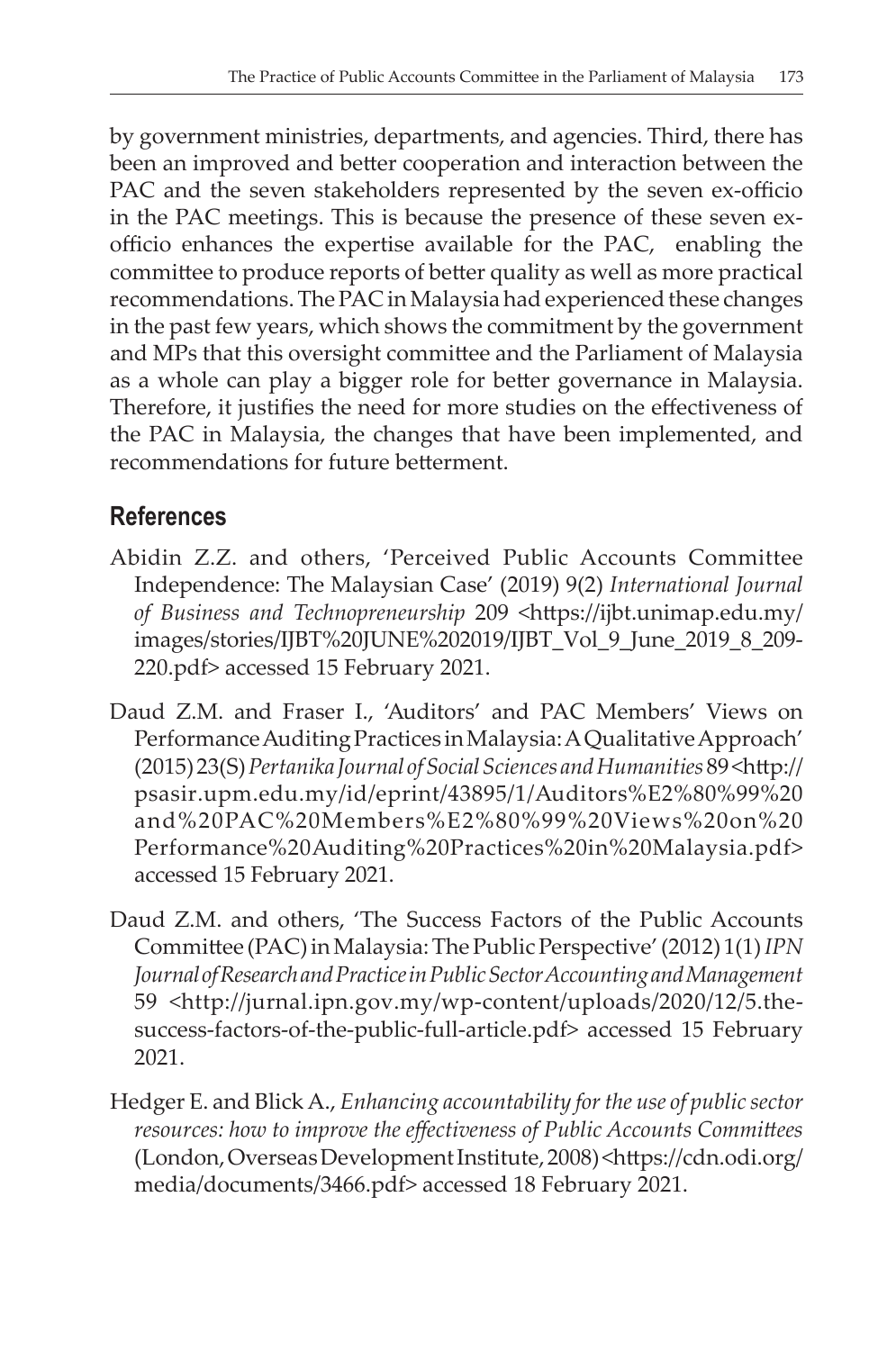by government ministries, departments, and agencies. Third, there has been an improved and better cooperation and interaction between the PAC and the seven stakeholders represented by the seven ex-officio in the PAC meetings. This is because the presence of these seven ex-officio enhances the expertise available for the PAC, enabling the committee to produce reports of better quality as well as more practical recommendations. The PAC in Malaysia had experienced these changes in the past few years, which shows the commitment by the government and MPs that this oversight committee and the Parliament of Malaysia as a whole can play a bigger role for better governance in Malaysia. Therefore, it justifies the need for more studies on the effectiveness of the PAC in Malaysia, the changes that have been implemented, and recommendations for future betterment.

## References

Abidin Z.Z. and others, 'Perceived Public Accounts Committee Independence: The Malaysian Case' (2019) 9(2) *International Journal of Business and Technopreneurship* 209 <https://ijbt.unimap.edu.my/images/stories/IJBT%20JUNE%202019/IJBT_Vol_9_June_2019_8_209-220.pdf> accessed 15 February 2021.

Daud Z.M. and Fraser I., 'Auditors' and PAC Members' Views on Performance Auditing Practices in Malaysia: A Qualitative Approach' (2015) 23(S) *Pertanika Journal of Social Sciences and Humanities* 89 <http://psasir.upm.edu.my/id/eprint/43895/1/Auditors%E2%80%99%20and%20PAC%20Members%E2%80%99%20Views%20on%20Performance%20Auditing%20Practices%20in%20Malaysia.pdf> accessed 15 February 2021.

Daud Z.M. and others, 'The Success Factors of the Public Accounts Committee (PAC) in Malaysia: The Public Perspective' (2012) 1(1) *IPN Journal of Research and Practice in Public Sector Accounting and Management* 59 <http://jurnal.ipn.gov.my/wp-content/uploads/2020/12/5.the-success-factors-of-the-public-full-article.pdf> accessed 15 February 2021.

Hedger E. and Blick A., *Enhancing accountability for the use of public sector resources: how to improve the effectiveness of Public Accounts Committees* (London, Overseas Development Institute, 2008) <https://cdn.odi.org/media/documents/3466.pdf> accessed 18 February 2021.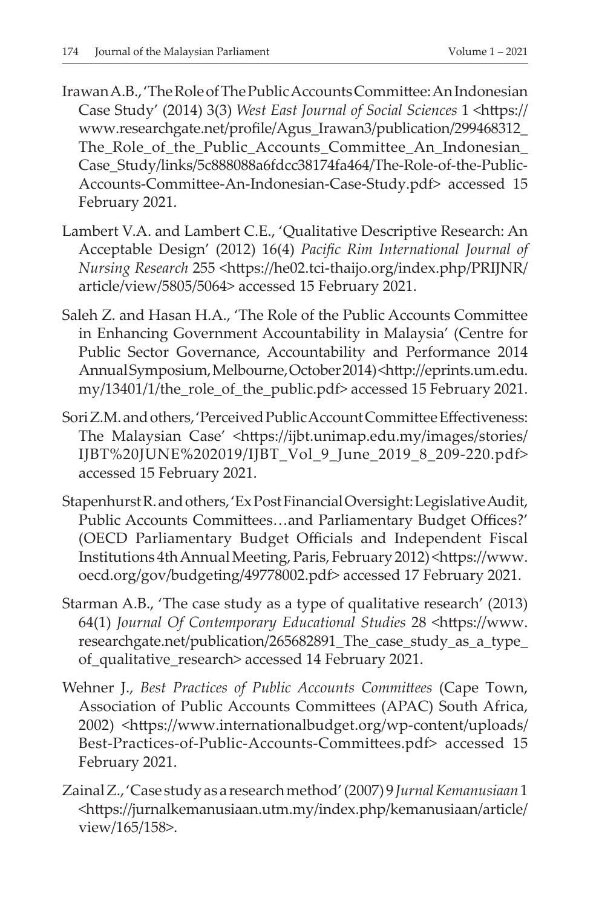Irawan A.B., 'The Role of The Public Accounts Committee: An Indonesian Case Study' (2014) 3(3) *West East Journal of Social Sciences* 1 <https://www.researchgate.net/profile/Agus_Irawan3/publication/299468312_The_Role_of_the_Public_Accounts_Committee_An_Indonesian_Case_Study/links/5c888088a6fdcc38174fa464/The-Role-of-the-Public-Accounts-Committee-An-Indonesian-Case-Study.pdf> accessed 15 February 2021.

Lambert V.A. and Lambert C.E., 'Qualitative Descriptive Research: An Acceptable Design' (2012) 16(4) *Pacific Rim International Journal of Nursing Research* 255 <https://he02.tci-thaijo.org/index.php/PRIJNR/article/view/5805/5064> accessed 15 February 2021.

Saleh Z. and Hasan H.A., 'The Role of the Public Accounts Committee in Enhancing Government Accountability in Malaysia' (Centre for Public Sector Governance, Accountability and Performance 2014 Annual Symposium, Melbourne, October 2014) <http://eprints.um.edu.my/13401/1/the_role_of_the_public.pdf> accessed 15 February 2021.

Sori Z.M. and others, 'Perceived Public Account Committee Effectiveness: The Malaysian Case' <https://ijbt.unimap.edu.my/images/stories/IJBT%20JUNE%202019/IJBT_Vol_9_June_2019_8_209-220.pdf> accessed 15 February 2021.

Stapenhurst R. and others, 'Ex Post Financial Oversight: Legislative Audit, Public Accounts Committees…and Parliamentary Budget Offices?' (OECD Parliamentary Budget Officials and Independent Fiscal Institutions 4th Annual Meeting, Paris, February 2012) <https://www.oecd.org/gov/budgeting/49778002.pdf> accessed 17 February 2021.

Starman A.B., 'The case study as a type of qualitative research' (2013) 64(1) *Journal Of Contemporary Educational Studies* 28 <https://www.researchgate.net/publication/265682891_The_case_study_as_a_type_of_qualitative_research> accessed 14 February 2021.

Wehner J., *Best Practices of Public Accounts Committees* (Cape Town, Association of Public Accounts Committees (APAC) South Africa, 2002) <https://www.internationalbudget.org/wp-content/uploads/Best-Practices-of-Public-Accounts-Committees.pdf> accessed 15 February 2021.

Zainal Z., 'Case study as a research method' (2007) 9 *Jurnal Kemanusiaan* 1 <https://jurnalkemanusiaan.utm.my/index.php/kemanusiaan/article/view/165/158>.